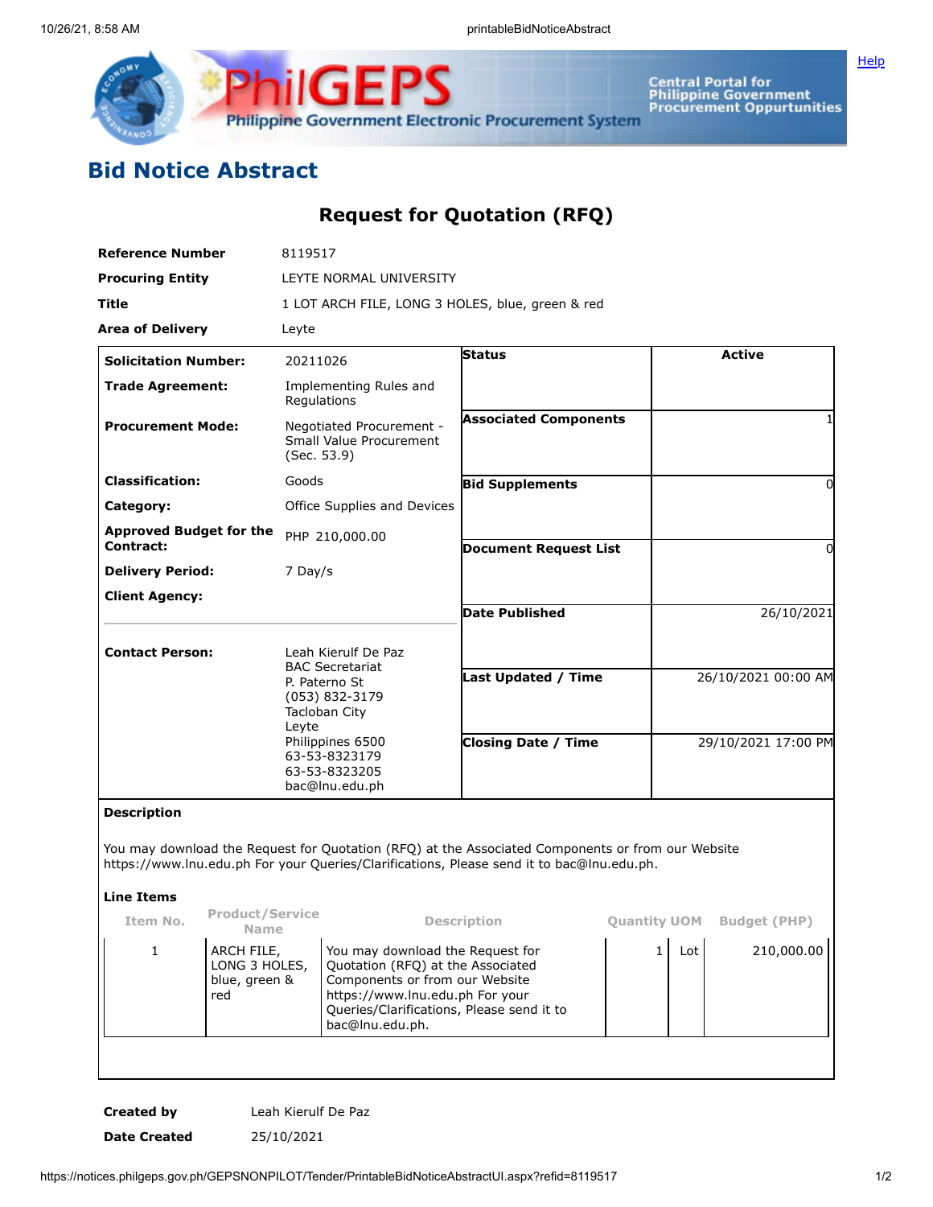# Bid Notice Abstract

## Request for Quotation (RFQ)

| | |
|---|---|
| **Reference Number** | 8119517 |
| **Procuring Entity** | LEYTE NORMAL UNIVERSITY |
| **Title** | 1 LOT ARCH FILE, LONG 3 HOLES, blue, green & red |
| **Area of Delivery** | Leyte |

| | |
|---|---|
| **Solicitation Number:** | 20211026 |
| **Trade Agreement:** | Implementing Rules and Regulations |
| **Procurement Mode:** | Negotiated Procurement - Small Value Procurement (Sec. 53.9) |
| **Classification:** | Goods |
| **Category:** | Office Supplies and Devices |
| **Approved Budget for the Contract:** | PHP 210,000.00 |
| **Delivery Period:** | 7 Day/s |
| **Client Agency:** | |
| **Contact Person:** | Leah Kierulf De Paz<br>BAC Secretariat<br>P. Paterno St<br>(053) 832-3179<br>Tacloban City<br>Leyte<br>Philippines 6500<br>63-53-8323179<br>63-53-8323205<br>bac@lnu.edu.ph |

| | |
|---|---|
| **Status** | Active |
| **Associated Components** | 1 |
| **Bid Supplements** | 0 |
| **Document Request List** | 0 |
| **Date Published** | 26/10/2021 |
| **Last Updated / Time** | 26/10/2021 00:00 AM |
| **Closing Date / Time** | 29/10/2021 17:00 PM |

**Description**

You may download the Request for Quotation (RFQ) at the Associated Components or from our Website https://www.lnu.edu.ph For your Queries/Clarifications, Please send it to bac@lnu.edu.ph.

**Line Items**

| Item No. | Product/Service Name | Description | Quantity | UOM | Budget (PHP) |
|---|---|---|---|---|---|
| 1 | ARCH FILE, LONG 3 HOLES, blue, green & red | You may download the Request for Quotation (RFQ) at the Associated Components or from our Website https://www.lnu.edu.ph For your Queries/Clarifications, Please send it to bac@lnu.edu.ph. | 1 | Lot | 210,000.00 |

| | |
|---|---|
| **Created by** | Leah Kierulf De Paz |
| **Date Created** | 25/10/2021 |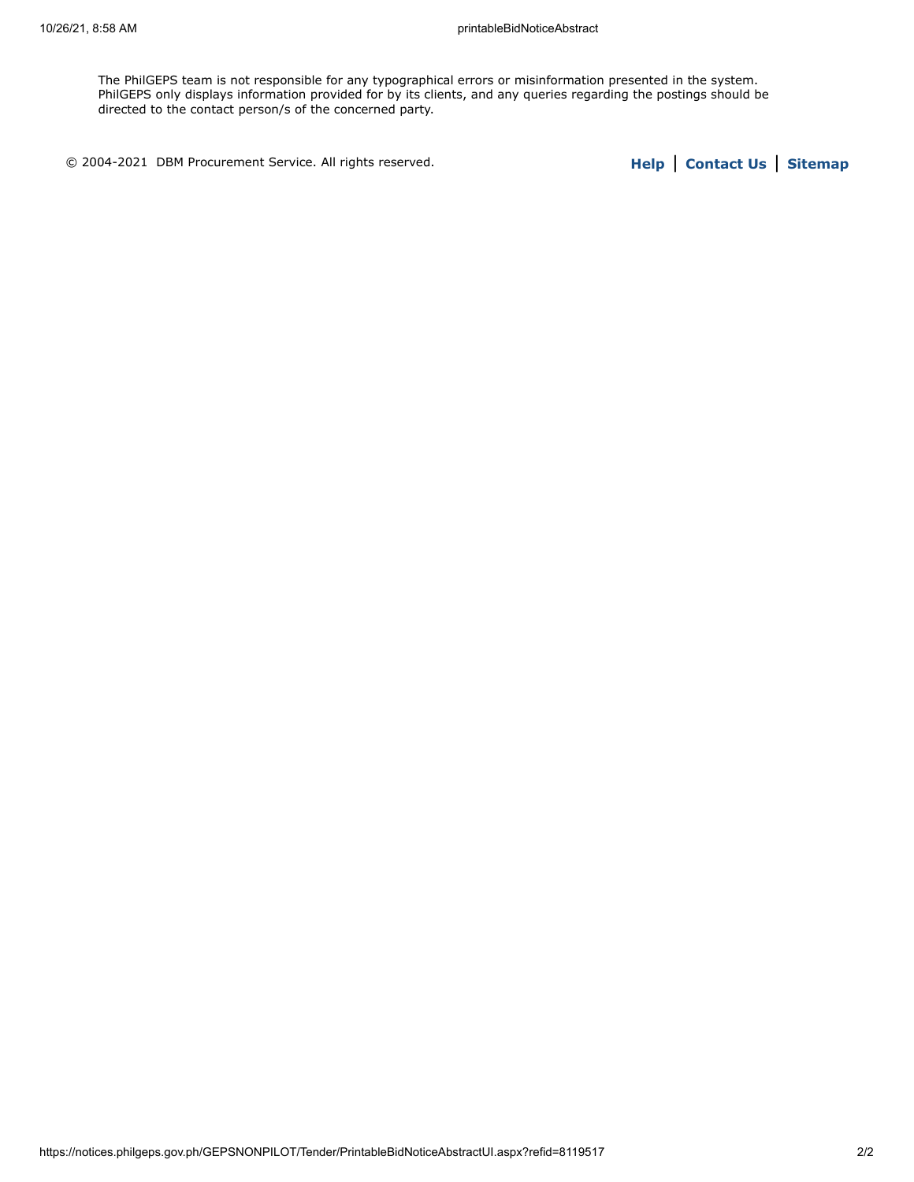The PhilGEPS team is not responsible for any typographical errors or misinformation presented in the system. PhilGEPS only displays information provided for by its clients, and any queries regarding the postings should be directed to the contact person/s of the concerned party.

© 2004-2021 DBM Procurement Service. All rights reserved.

**Help** | **Contact Us** | **Sitemap**